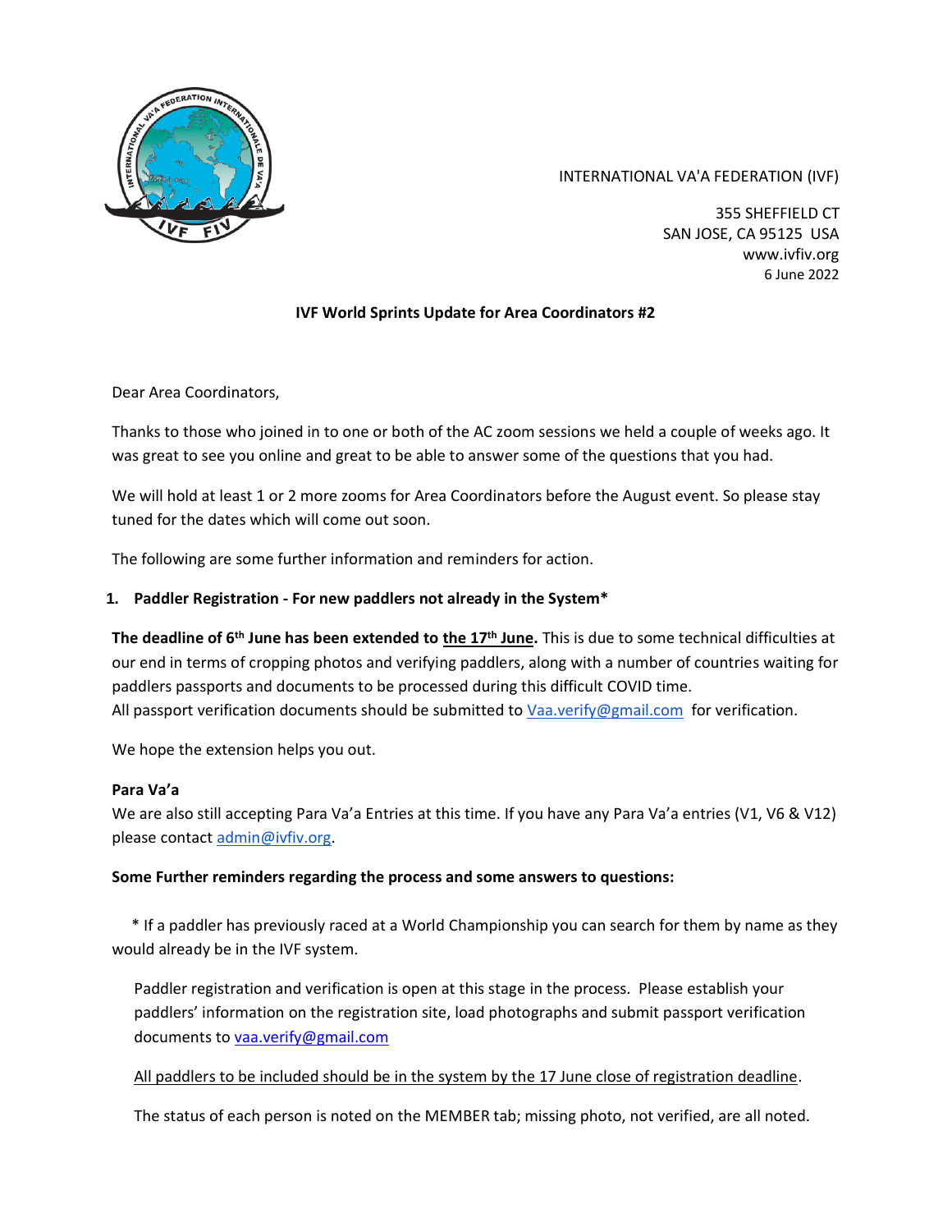INTERNATIONAL VA'A FEDERATION (IVF)

355 SHEFFIELD CT
SAN JOSE, CA 95125 USA
www.ivfiv.org
6 June 2022

**IVF World Sprints Update for Area Coordinators #2**

Dear Area Coordinators,

Thanks to those who joined in to one or both of the AC zoom sessions we held a couple of weeks ago. It was great to see you online and great to be able to answer some of the questions that you had.

We will hold at least 1 or 2 more zooms for Area Coordinators before the August event. So please stay tuned for the dates which will come out soon.

The following are some further information and reminders for action.

**1. Paddler Registration - For new paddlers not already in the System***

**The deadline of 6th June has been extended to <u>the 17th June</u>.** This is due to some technical difficulties at our end in terms of cropping photos and verifying paddlers, along with a number of countries waiting for paddlers passports and documents to be processed during this difficult COVID time.
All passport verification documents should be submitted to Vaa.verify@gmail.com for verification.

We hope the extension helps you out.

**Para Va'a**
We are also still accepting Para Va'a Entries at this time. If you have any Para Va'a entries (V1, V6 & V12) please contact admin@ivfiv.org.

**Some Further reminders regarding the process and some answers to questions:**

* If a paddler has previously raced at a World Championship you can search for them by name as they would already be in the IVF system.

Paddler registration and verification is open at this stage in the process. Please establish your paddlers' information on the registration site, load photographs and submit passport verification documents to vaa.verify@gmail.com

<u>All paddlers to be included should be in the system by the 17 June close of registration deadline</u>.

The status of each person is noted on the MEMBER tab; missing photo, not verified, are all noted.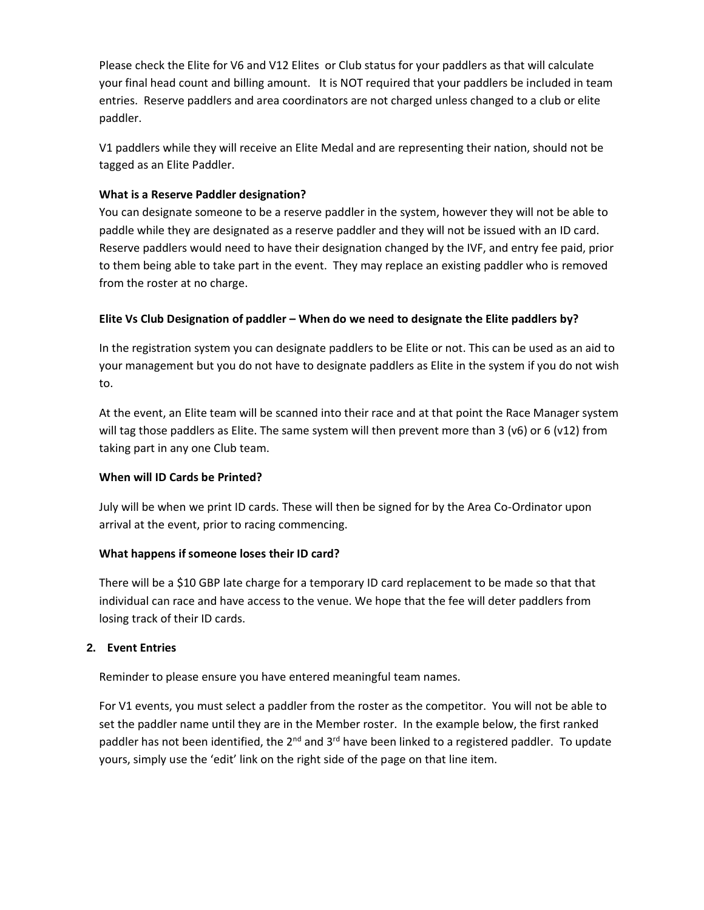Please check the Elite for V6 and V12 Elites  or Club status for your paddlers as that will calculate your final head count and billing amount.   It is NOT required that your paddlers be included in team entries.  Reserve paddlers and area coordinators are not charged unless changed to a club or elite paddler.

V1 paddlers while they will receive an Elite Medal and are representing their nation, should not be tagged as an Elite Paddler.

**What is a Reserve Paddler designation?**

You can designate someone to be a reserve paddler in the system, however they will not be able to paddle while they are designated as a reserve paddler and they will not be issued with an ID card. Reserve paddlers would need to have their designation changed by the IVF, and entry fee paid, prior to them being able to take part in the event.  They may replace an existing paddler who is removed from the roster at no charge.

**Elite Vs Club Designation of paddler – When do we need to designate the Elite paddlers by?**

In the registration system you can designate paddlers to be Elite or not. This can be used as an aid to your management but you do not have to designate paddlers as Elite in the system if you do not wish to.

At the event, an Elite team will be scanned into their race and at that point the Race Manager system will tag those paddlers as Elite. The same system will then prevent more than 3 (v6) or 6 (v12) from taking part in any one Club team.

**When will ID Cards be Printed?**

July will be when we print ID cards. These will then be signed for by the Area Co-Ordinator upon arrival at the event, prior to racing commencing.

**What happens if someone loses their ID card?**

There will be a $10 GBP late charge for a temporary ID card replacement to be made so that that individual can race and have access to the venue. We hope that the fee will deter paddlers from losing track of their ID cards.

**2. Event Entries**

Reminder to please ensure you have entered meaningful team names.

For V1 events, you must select a paddler from the roster as the competitor.  You will not be able to set the paddler name until they are in the Member roster.  In the example below, the first ranked paddler has not been identified, the 2nd and 3rd have been linked to a registered paddler.  To update yours, simply use the 'edit' link on the right side of the page on that line item.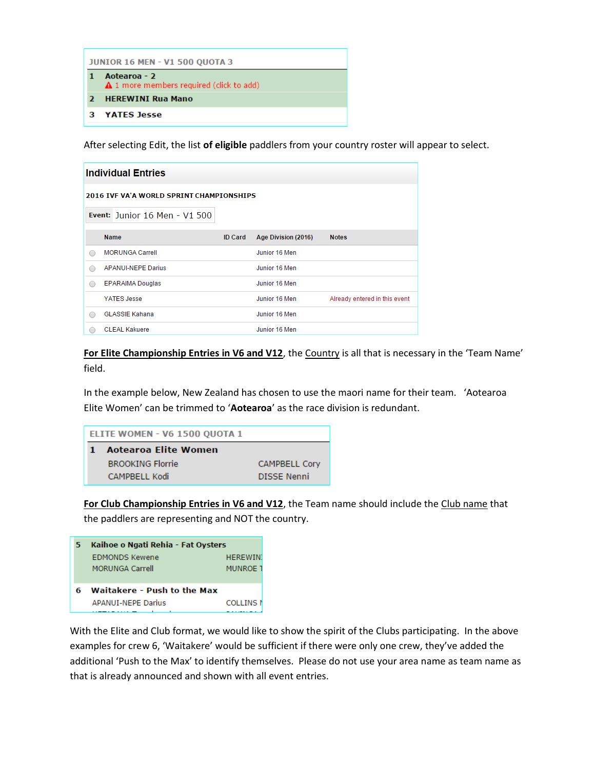| JUNIOR 16 MEN - V1 500 QUOTA 3 | |
|---|---|
| 1 | **Aotearoa - 2**<br>⚠ 1 more members required (click to add) |
| 2 | **HEREWINI Rua Mano** |
| 3 | **YATES Jesse** |

After selecting Edit, the list **of eligible** paddlers from your country roster will appear to select.

**Individual Entries**

**2016 IVF VA'A WORLD SPRINT CHAMPIONSHIPS**

**Event:** Junior 16 Men - V1 500

| | Name | ID Card | Age Division (2016) | Notes |
|---|---|---|---|---|
| ○ | MORUNGA Carrell | | Junior 16 Men | |
| ○ | APANUI-NEPE Darius | | Junior 16 Men | |
| ○ | EPARAIMA Douglas | | Junior 16 Men | |
| | YATES Jesse | | Junior 16 Men | Already entered in this event |
| ○ | GLASSIE Kahana | | Junior 16 Men | |
| ○ | CLEAL Kakuere | | Junior 16 Men | |

**For Elite Championship Entries in V6 and V12**, the Country is all that is necessary in the 'Team Name' field.

In the example below, New Zealand has chosen to use the maori name for their team. 'Aotearoa Elite Women' can be trimmed to '**Aotearoa**' as the race division is redundant.

| ELITE WOMEN - V6 1500 QUOTA 1 | | |
|---|---|---|
| 1 | **Aotearoa Elite Women** | |
| | BROOKING Florrie | CAMPBELL Cory |
| | CAMPBELL Kodi | DISSE Nenni |

**For Club Championship Entries in V6 and V12**, the Team name should include the Club name that the paddlers are representing and NOT the country.

| | | |
|---|---|---|
| 5 | **Kaihoe o Ngati Rehia - Fat Oysters** | |
| | EDMONDS Kewene | HEREWINI |
| | MORUNGA Carrell | MUNROE T |
| 6 | **Waitakere - Push to the Max** | |
| | APANUI-NEPE Darius | COLLINS N |

With the Elite and Club format, we would like to show the spirit of the Clubs participating. In the above examples for crew 6, 'Waitakere' would be sufficient if there were only one crew, they've added the additional 'Push to the Max' to identify themselves. Please do not use your area name as team name as that is already announced and shown with all event entries.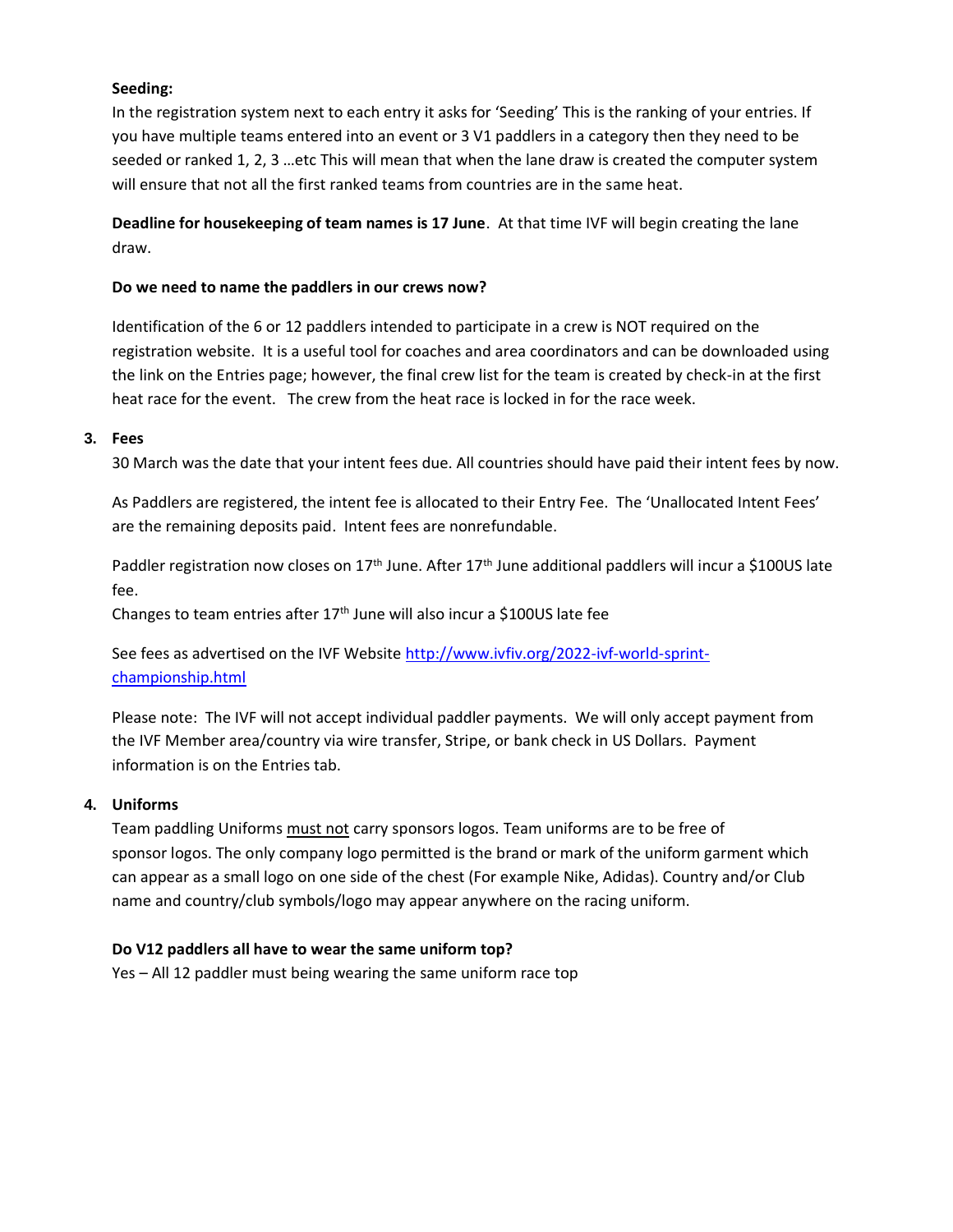**Seeding:**

In the registration system next to each entry it asks for 'Seeding' This is the ranking of your entries. If you have multiple teams entered into an event or 3 V1 paddlers in a category then they need to be seeded or ranked 1, 2, 3 …etc This will mean that when the lane draw is created the computer system will ensure that not all the first ranked teams from countries are in the same heat.

**Deadline for housekeeping of team names is 17 June**. At that time IVF will begin creating the lane draw.

**Do we need to name the paddlers in our crews now?**

Identification of the 6 or 12 paddlers intended to participate in a crew is NOT required on the registration website. It is a useful tool for coaches and area coordinators and can be downloaded using the link on the Entries page; however, the final crew list for the team is created by check-in at the first heat race for the event. The crew from the heat race is locked in for the race week.

3. **Fees**

30 March was the date that your intent fees due. All countries should have paid their intent fees by now.

As Paddlers are registered, the intent fee is allocated to their Entry Fee. The 'Unallocated Intent Fees' are the remaining deposits paid. Intent fees are nonrefundable.

Paddler registration now closes on 17th June. After 17th June additional paddlers will incur a $100US late fee.
Changes to team entries after 17th June will also incur a $100US late fee

See fees as advertised on the IVF Website [http://www.ivfiv.org/2022-ivf-world-sprint-championship.html](http://www.ivfiv.org/2022-ivf-world-sprint-championship.html)

Please note: The IVF will not accept individual paddler payments. We will only accept payment from the IVF Member area/country via wire transfer, Stripe, or bank check in US Dollars. Payment information is on the Entries tab.

4. **Uniforms**

Team paddling Uniforms must not carry sponsors logos. Team uniforms are to be free of sponsor logos. The only company logo permitted is the brand or mark of the uniform garment which can appear as a small logo on one side of the chest (For example Nike, Adidas). Country and/or Club name and country/club symbols/logo may appear anywhere on the racing uniform.

**Do V12 paddlers all have to wear the same uniform top?**

Yes – All 12 paddler must being wearing the same uniform race top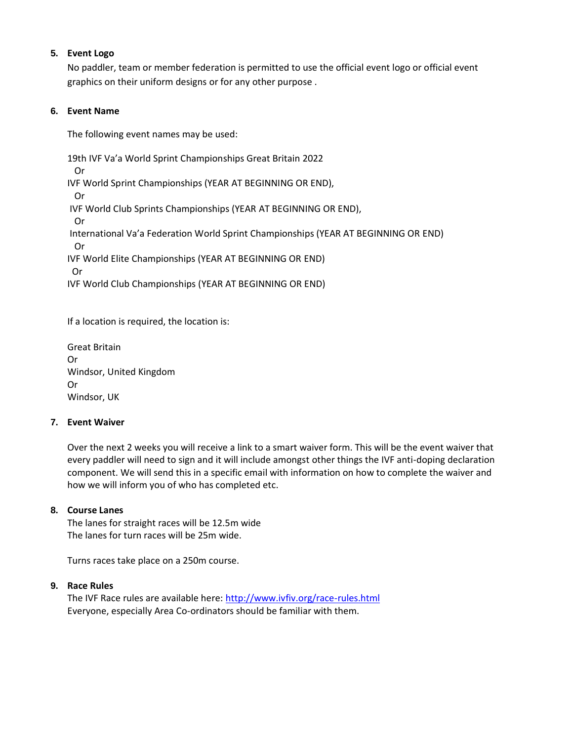5. **Event Logo**

   No paddler, team or member federation is permitted to use the official event logo or official event graphics on their uniform designs or for any other purpose .

6. **Event Name**

   The following event names may be used:

   19th IVF Va'a World Sprint Championships Great Britain 2022
   Or
   IVF World Sprint Championships (YEAR AT BEGINNING OR END),
   Or
   IVF World Club Sprints Championships (YEAR AT BEGINNING OR END),
   Or
   International Va'a Federation World Sprint Championships (YEAR AT BEGINNING OR END)
   Or
   IVF World Elite Championships (YEAR AT BEGINNING OR END)
   Or
   IVF World Club Championships (YEAR AT BEGINNING OR END)

   If a location is required, the location is:

   Great Britain
   Or
   Windsor, United Kingdom
   Or
   Windsor, UK

7. **Event Waiver**

   Over the next 2 weeks you will receive a link to a smart waiver form. This will be the event waiver that every paddler will need to sign and it will include amongst other things the IVF anti-doping declaration component. We will send this in a specific email with information on how to complete the waiver and how we will inform you of who has completed etc.

8. **Course Lanes**

   The lanes for straight races will be 12.5m wide
   The lanes for turn races will be 25m wide.

   Turns races take place on a 250m course.

9. **Race Rules**

   The IVF Race rules are available here: [http://www.ivfiv.org/race-rules.html](http://www.ivfiv.org/race-rules.html)
   Everyone, especially Area Co-ordinators should be familiar with them.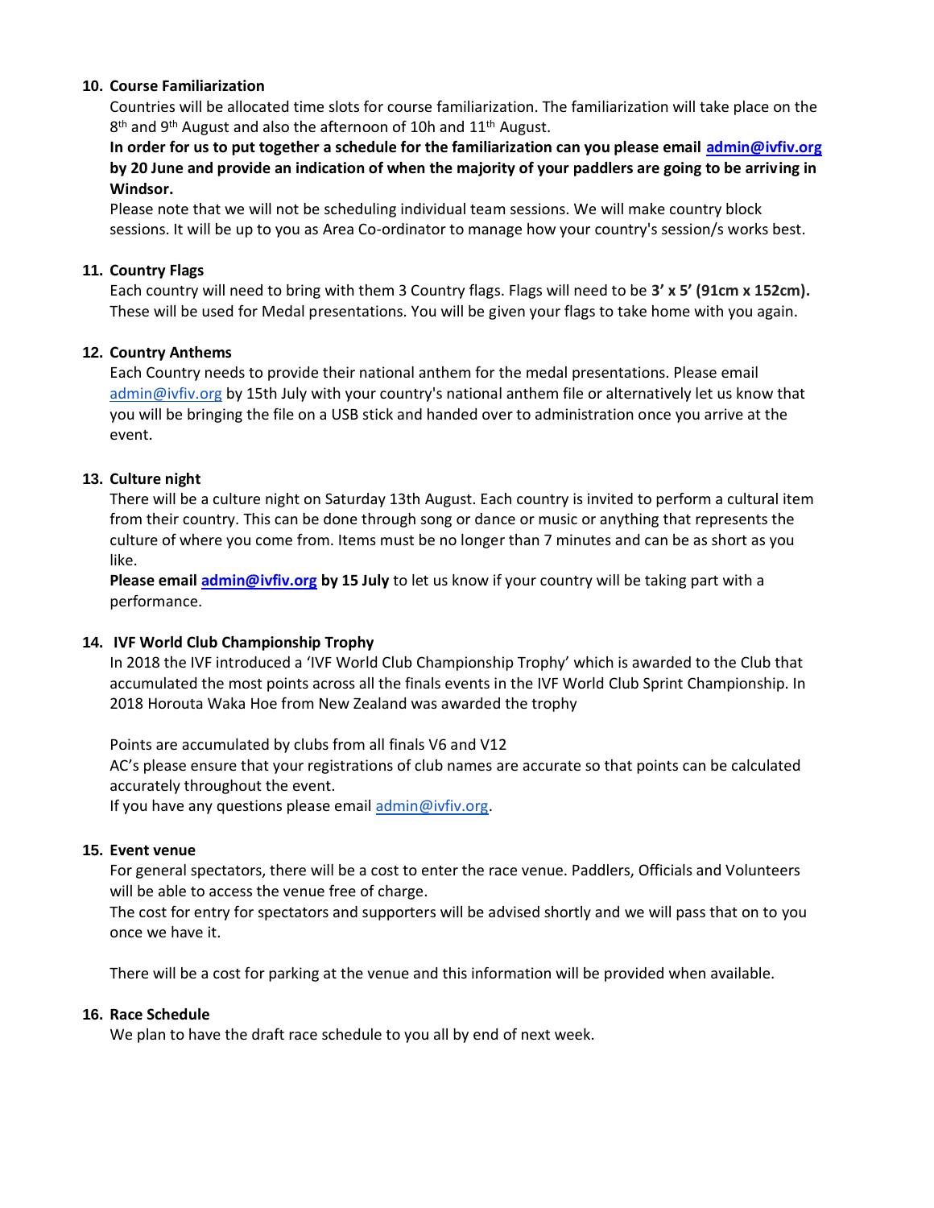**10. Course Familiarization**

Countries will be allocated time slots for course familiarization. The familiarization will take place on the 8th and 9th August and also the afternoon of 10h and 11th August.

**In order for us to put together a schedule for the familiarization can you please email admin@ivfiv.org by 20 June and provide an indication of when the majority of your paddlers are going to be arriving in Windsor.**

Please note that we will not be scheduling individual team sessions. We will make country block sessions. It will be up to you as Area Co-ordinator to manage how your country's session/s works best.

**11. Country Flags**

Each country will need to bring with them 3 Country flags. Flags will need to be **3' x 5' (91cm x 152cm).** These will be used for Medal presentations. You will be given your flags to take home with you again.

**12. Country Anthems**

Each Country needs to provide their national anthem for the medal presentations. Please email admin@ivfiv.org by 15th July with your country's national anthem file or alternatively let us know that you will be bringing the file on a USB stick and handed over to administration once you arrive at the event.

**13. Culture night**

There will be a culture night on Saturday 13th August. Each country is invited to perform a cultural item from their country. This can be done through song or dance or music or anything that represents the culture of where you come from. Items must be no longer than 7 minutes and can be as short as you like.

**Please email admin@ivfiv.org by 15 July** to let us know if your country will be taking part with a performance.

**14. IVF World Club Championship Trophy**

In 2018 the IVF introduced a 'IVF World Club Championship Trophy' which is awarded to the Club that accumulated the most points across all the finals events in the IVF World Club Sprint Championship. In 2018 Horouta Waka Hoe from New Zealand was awarded the trophy

Points are accumulated by clubs from all finals V6 and V12

AC's please ensure that your registrations of club names are accurate so that points can be calculated accurately throughout the event.

If you have any questions please email admin@ivfiv.org.

**15. Event venue**

For general spectators, there will be a cost to enter the race venue. Paddlers, Officials and Volunteers will be able to access the venue free of charge.

The cost for entry for spectators and supporters will be advised shortly and we will pass that on to you once we have it.

There will be a cost for parking at the venue and this information will be provided when available.

**16. Race Schedule**

We plan to have the draft race schedule to you all by end of next week.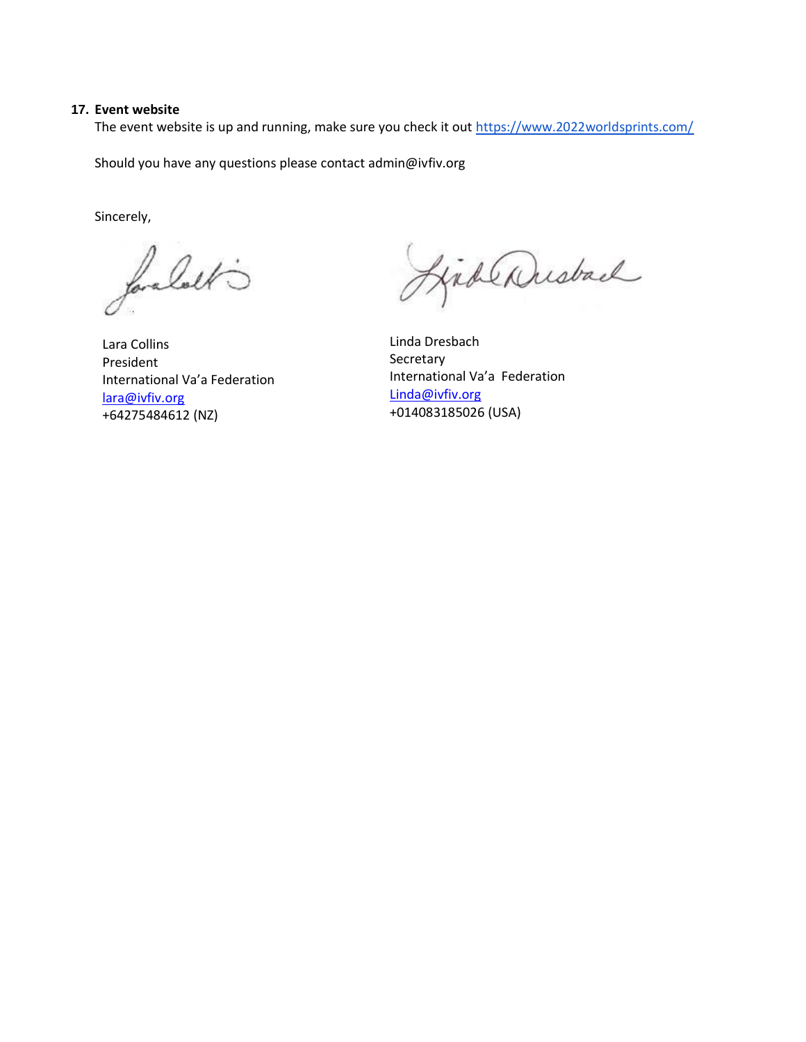**17. Event website**

The event website is up and running, make sure you check it out https://www.2022worldsprints.com/

Should you have any questions please contact admin@ivfiv.org

Sincerely,

Lara Collins
President
International Va'a Federation
lara@ivfiv.org
+64275484612 (NZ)

Linda Dresbach
Secretary
International Va'a Federation
Linda@ivfiv.org
+014083185026 (USA)